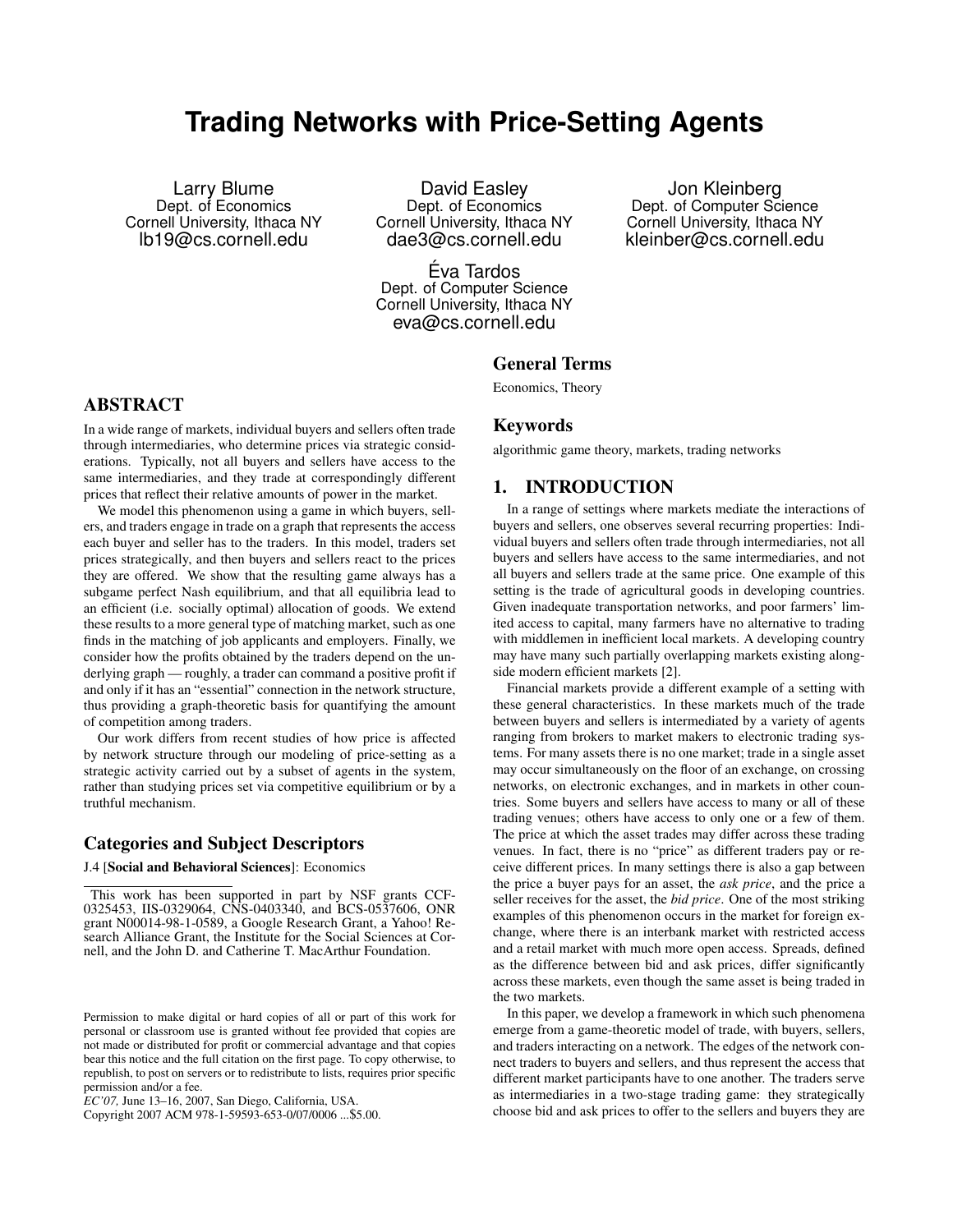# Trading Networks with Price-Setting Agents

Larry Blume
Dept. of Economics
Cornell University, Ithaca NY
lb19@cs.cornell.edu

David Easley
Dept. of Economics
Cornell University, Ithaca NY
dae3@cs.cornell.edu

Jon Kleinberg
Dept. of Computer Science
Cornell University, Ithaca NY
kleinber@cs.cornell.edu

Éva Tardos
Dept. of Computer Science
Cornell University, Ithaca NY
eva@cs.cornell.edu

## ABSTRACT

In a wide range of markets, individual buyers and sellers often trade through intermediaries, who determine prices via strategic considerations. Typically, not all buyers and sellers have access to the same intermediaries, and they trade at correspondingly different prices that reflect their relative amounts of power in the market.

We model this phenomenon using a game in which buyers, sellers, and traders engage in trade on a graph that represents the access each buyer and seller has to the traders. In this model, traders set prices strategically, and then buyers and sellers react to the prices they are offered. We show that the resulting game always has a subgame perfect Nash equilibrium, and that all equilibria lead to an efficient (i.e. socially optimal) allocation of goods. We extend these results to a more general type of matching market, such as one finds in the matching of job applicants and employers. Finally, we consider how the profits obtained by the traders depend on the underlying graph — roughly, a trader can command a positive profit if and only if it has an "essential" connection in the network structure, thus providing a graph-theoretic basis for quantifying the amount of competition among traders.

Our work differs from recent studies of how price is affected by network structure through our modeling of price-setting as a strategic activity carried out by a subset of agents in the system, rather than studying prices set via competitive equilibrium or by a truthful mechanism.

### Categories and Subject Descriptors

J.4 [**Social and Behavioral Sciences**]: Economics

This work has been supported in part by NSF grants CCF-0325453, IIS-0329064, CNS-0403340, and BCS-0537606, ONR grant N00014-98-1-0589, a Google Research Grant, a Yahoo! Research Alliance Grant, the Institute for the Social Sciences at Cornell, and the John D. and Catherine T. MacArthur Foundation.

Permission to make digital or hard copies of all or part of this work for personal or classroom use is granted without fee provided that copies are not made or distributed for profit or commercial advantage and that copies bear this notice and the full citation on the first page. To copy otherwise, to republish, to post on servers or to redistribute to lists, requires prior specific permission and/or a fee.
*EC'07,* June 13–16, 2007, San Diego, California, USA.
Copyright 2007 ACM 978-1-59593-653-0/07/0006 ...$5.00.

### General Terms

Economics, Theory

### Keywords

algorithmic game theory, markets, trading networks

## 1. INTRODUCTION

In a range of settings where markets mediate the interactions of buyers and sellers, one observes several recurring properties: Individual buyers and sellers often trade through intermediaries, not all buyers and sellers have access to the same intermediaries, and not all buyers and sellers trade at the same price. One example of this setting is the trade of agricultural goods in developing countries. Given inadequate transportation networks, and poor farmers' limited access to capital, many farmers have no alternative to trading with middlemen in inefficient local markets. A developing country may have many such partially overlapping markets existing alongside modern efficient markets [2].

Financial markets provide a different example of a setting with these general characteristics. In these markets much of the trade between buyers and sellers is intermediated by a variety of agents ranging from brokers to market makers to electronic trading systems. For many assets there is no one market; trade in a single asset may occur simultaneously on the floor of an exchange, on crossing networks, on electronic exchanges, and in markets in other countries. Some buyers and sellers have access to many or all of these trading venues; others have access to only one or a few of them. The price at which the asset trades may differ across these trading venues. In fact, there is no "price" as different traders pay or receive different prices. In many settings there is also a gap between the price a buyer pays for an asset, the *ask price*, and the price a seller receives for the asset, the *bid price*. One of the most striking examples of this phenomenon occurs in the market for foreign exchange, where there is an interbank market with restricted access and a retail market with much more open access. Spreads, defined as the difference between bid and ask prices, differ significantly across these markets, even though the same asset is being traded in the two markets.

In this paper, we develop a framework in which such phenomena emerge from a game-theoretic model of trade, with buyers, sellers, and traders interacting on a network. The edges of the network connect traders to buyers and sellers, and thus represent the access that different market participants have to one another. The traders serve as intermediaries in a two-stage trading game: they strategically choose bid and ask prices to offer to the sellers and buyers they are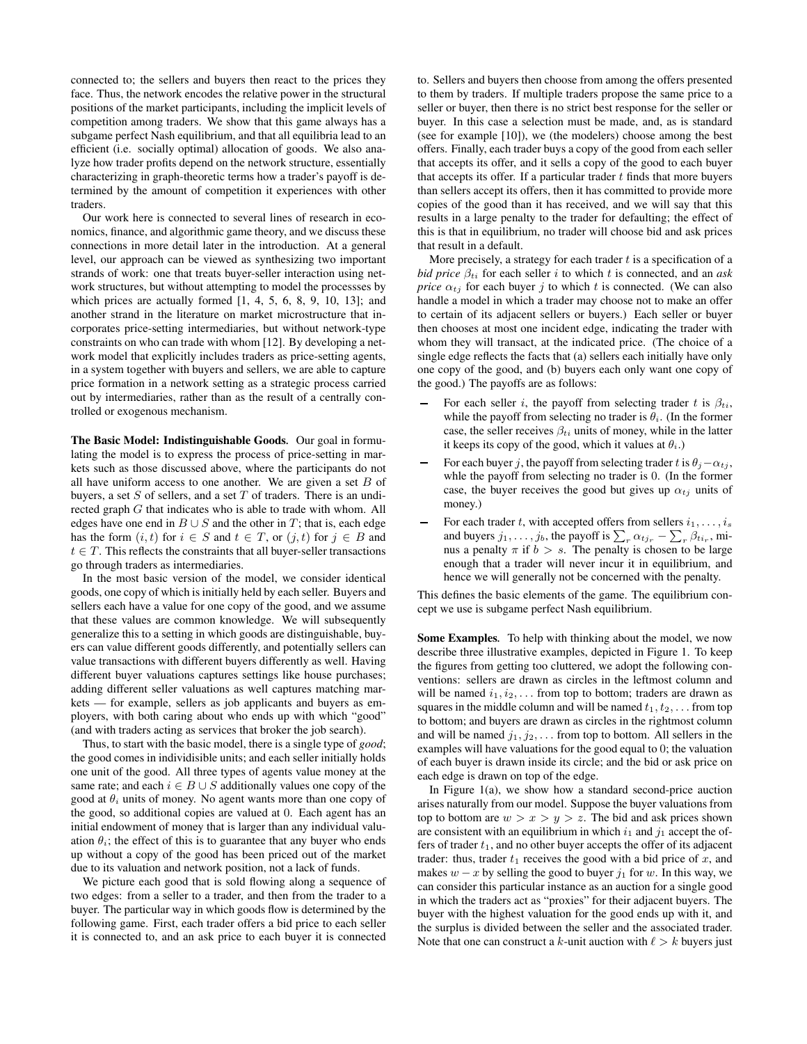connected to; the sellers and buyers then react to the prices they face. Thus, the network encodes the relative power in the structural positions of the market participants, including the implicit levels of competition among traders. We show that this game always has a subgame perfect Nash equilibrium, and that all equilibria lead to an efficient (i.e. socially optimal) allocation of goods. We also analyze how trader profits depend on the network structure, essentially characterizing in graph-theoretic terms how a trader's payoff is determined by the amount of competition it experiences with other traders.

Our work here is connected to several lines of research in economics, finance, and algorithmic game theory, and we discuss these connections in more detail later in the introduction. At a general level, our approach can be viewed as synthesizing two important strands of work: one that treats buyer-seller interaction using network structures, but without attempting to model the processses by which prices are actually formed [1, 4, 5, 6, 8, 9, 10, 13]; and another strand in the literature on market microstructure that incorporates price-setting intermediaries, but without network-type constraints on who can trade with whom [12]. By developing a network model that explicitly includes traders as price-setting agents, in a system together with buyers and sellers, we are able to capture price formation in a network setting as a strategic process carried out by intermediaries, rather than as the result of a centrally controlled or exogenous mechanism.

**The Basic Model: Indistinguishable Goods.** Our goal in formulating the model is to express the process of price-setting in markets such as those discussed above, where the participants do not all have uniform access to one another. We are given a set $B$ of buyers, a set $S$ of sellers, and a set $T$ of traders. There is an undirected graph $G$ that indicates who is able to trade with whom. All edges have one end in $B \cup S$ and the other in $T$; that is, each edge has the form $(i, t)$ for $i \in S$ and $t \in T$, or $(j, t)$ for $j \in B$ and $t \in T$. This reflects the constraints that all buyer-seller transactions go through traders as intermediaries.

In the most basic version of the model, we consider identical goods, one copy of which is initially held by each seller. Buyers and sellers each have a value for one copy of the good, and we assume that these values are common knowledge. We will subsequently generalize this to a setting in which goods are distinguishable, buyers can value different goods differently, and potentially sellers can value transactions with different buyers differently as well. Having different buyer valuations captures settings like house purchases; adding different seller valuations as well captures matching markets — for example, sellers as job applicants and buyers as employers, with both caring about who ends up with which "good" (and with traders acting as services that broker the job search).

Thus, to start with the basic model, there is a single type of *good*; the good comes in individisible units; and each seller initially holds one unit of the good. All three types of agents value money at the same rate; and each $i \in B \cup S$ additionally values one copy of the good at $\theta_i$ units of money. No agent wants more than one copy of the good, so additional copies are valued at 0. Each agent has an initial endowment of money that is larger than any individual valuation $\theta_i$; the effect of this is to guarantee that any buyer who ends up without a copy of the good has been priced out of the market due to its valuation and network position, not a lack of funds.

We picture each good that is sold flowing along a sequence of two edges: from a seller to a trader, and then from the trader to a buyer. The particular way in which goods flow is determined by the following game. First, each trader offers a bid price to each seller it is connected to, and an ask price to each buyer it is connected to. Sellers and buyers then choose from among the offers presented to them by traders. If multiple traders propose the same price to a seller or buyer, then there is no strict best response for the seller or buyer. In this case a selection must be made, and, as is standard (see for example [10]), we (the modelers) choose among the best offers. Finally, each trader buys a copy of the good from each seller that accepts its offer, and it sells a copy of the good to each buyer that accepts its offer. If a particular trader $t$ finds that more buyers than sellers accept its offers, then it has committed to provide more copies of the good than it has received, and we will say that this results in a large penalty to the trader for defaulting; the effect of this is that in equilibrium, no trader will choose bid and ask prices that result in a default.

More precisely, a strategy for each trader $t$ is a specification of a *bid price* $\beta_{ti}$ for each seller $i$ to which $t$ is connected, and an *ask price* $\alpha_{tj}$ for each buyer $j$ to which $t$ is connected. (We can also handle a model in which a trader may choose not to make an offer to certain of its adjacent sellers or buyers.) Each seller or buyer then chooses at most one incident edge, indicating the trader with whom they will transact, at the indicated price. (The choice of a single edge reflects the facts that (a) sellers each initially have only one copy of the good, and (b) buyers each only want one copy of the good.) The payoffs are as follows:

- For each seller $i$, the payoff from selecting trader $t$ is $\beta_{ti}$, while the payoff from selecting no trader is $\theta_i$. (In the former case, the seller receives $\beta_{ti}$ units of money, while in the latter it keeps its copy of the good, which it values at $\theta_i$.)
- For each buyer $j$, the payoff from selecting trader $t$ is $\theta_j - \alpha_{tj}$, whle the payoff from selecting no trader is 0. (In the former case, the buyer receives the good but gives up $\alpha_{tj}$ units of money.)
- For each trader $t$, with accepted offers from sellers $i_1, \ldots, i_s$ and buyers $j_1, \ldots, j_b$, the payoff is $\sum_r \alpha_{tj_r} - \sum_r \beta_{ti_r}$, minus a penalty $\pi$ if $b > s$. The penalty is chosen to be large enough that a trader will never incur it in equilibrium, and hence we will generally not be concerned with the penalty.

This defines the basic elements of the game. The equilibrium concept we use is subgame perfect Nash equilibrium.

**Some Examples.** To help with thinking about the model, we now describe three illustrative examples, depicted in Figure 1. To keep the figures from getting too cluttered, we adopt the following conventions: sellers are drawn as circles in the leftmost column and will be named $i_1, i_2, \ldots$ from top to bottom; traders are drawn as squares in the middle column and will be named $t_1, t_2, \ldots$ from top to bottom; and buyers are drawn as circles in the rightmost column and will be named $j_1, j_2, \ldots$ from top to bottom. All sellers in the examples will have valuations for the good equal to 0; the valuation of each buyer is drawn inside its circle; and the bid or ask price on each edge is drawn on top of the edge.

In Figure 1(a), we show how a standard second-price auction arises naturally from our model. Suppose the buyer valuations from top to bottom are $w > x > y > z$. The bid and ask prices shown are consistent with an equilibrium in which $i_1$ and $j_1$ accept the offers of trader $t_1$, and no other buyer accepts the offer of its adjacent trader: thus, trader $t_1$ receives the good with a bid price of $x$, and makes $w - x$ by selling the good to buyer $j_1$ for $w$. In this way, we can consider this particular instance as an auction for a single good in which the traders act as "proxies" for their adjacent buyers. The buyer with the highest valuation for the good ends up with it, and the surplus is divided between the seller and the associated trader. Note that one can construct a $k$-unit auction with $\ell > k$ buyers just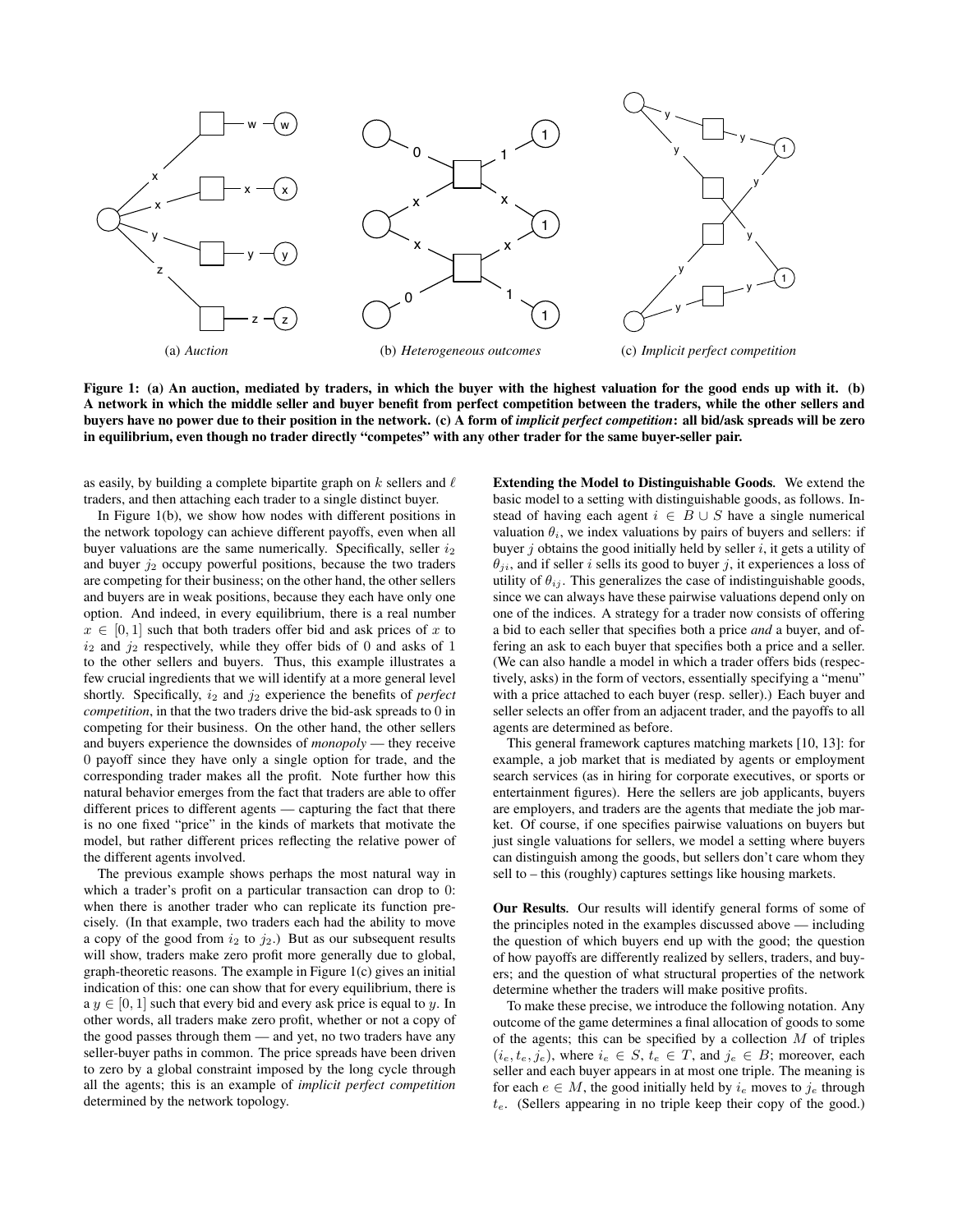(a) *Auction*

(b) *Heterogeneous outcomes*

(c) *Implicit perfect competition*

**Figure 1: (a) An auction, mediated by traders, in which the buyer with the highest valuation for the good ends up with it. (b) A network in which the middle seller and buyer benefit from perfect competition between the traders, while the other sellers and buyers have no power due to their position in the network. (c) A form of *implicit perfect competition*: all bid/ask spreads will be zero in equilibrium, even though no trader directly "competes" with any other trader for the same buyer-seller pair.**

as easily, by building a complete bipartite graph on $k$ sellers and $\ell$ traders, and then attaching each trader to a single distinct buyer.

In Figure 1(b), we show how nodes with different positions in the network topology can achieve different payoffs, even when all buyer valuations are the same numerically. Specifically, seller $i_2$ and buyer $j_2$ occupy powerful positions, because the two traders are competing for their business; on the other hand, the other sellers and buyers are in weak positions, because they each have only one option. And indeed, in every equilibrium, there is a real number $x \in [0, 1]$ such that both traders offer bid and ask prices of $x$ to $i_2$ and $j_2$ respectively, while they offer bids of 0 and asks of 1 to the other sellers and buyers. Thus, this example illustrates a few crucial ingredients that we will identify at a more general level shortly. Specifically, $i_2$ and $j_2$ experience the benefits of *perfect competition*, in that the two traders drive the bid-ask spreads to 0 in competing for their business. On the other hand, the other sellers and buyers experience the downsides of *monopoly* — they receive 0 payoff since they have only a single option for trade, and the corresponding trader makes all the profit. Note further how this natural behavior emerges from the fact that traders are able to offer different prices to different agents — capturing the fact that there is no one fixed "price" in the kinds of markets that motivate the model, but rather different prices reflecting the relative power of the different agents involved.

The previous example shows perhaps the most natural way in which a trader's profit on a particular transaction can drop to 0: when there is another trader who can replicate its function precisely. (In that example, two traders each had the ability to move a copy of the good from $i_2$ to $j_2$.) But as our subsequent results will show, traders make zero profit more generally due to global, graph-theoretic reasons. The example in Figure 1(c) gives an initial indication of this: one can show that for every equilibrium, there is a $y \in [0, 1]$ such that every bid and ask price is equal to $y$. In other words, all traders make zero profit, whether or not a copy of the good passes through them — and yet, no two traders have any seller-buyer paths in common. The price spreads have been driven to zero by a global constraint imposed by the long cycle through all the agents; this is an example of *implicit perfect competition* determined by the network topology.

**Extending the Model to Distinguishable Goods.** We extend the basic model to a setting with distinguishable goods, as follows. Instead of having each agent $i \in B \cup S$ have a single numerical valuation $\theta_i$, we index valuations by pairs of buyers and sellers: if buyer $j$ obtains the good initially held by seller $i$, it gets a utility of $\theta_{ji}$, and if seller $i$ sells its good to buyer $j$, it experiences a loss of utility of $\theta_{ij}$. This generalizes the case of indistinguishable goods, since we can always have these pairwise valuations depend only on one of the indices. A strategy for a trader now consists of offering a bid to each seller that specifies both a price *and* a buyer, and offering an ask to each buyer that specifies both a price and a seller. (We can also handle a model in which a trader offers bids (respectively, asks) in the form of vectors, essentially specifying a "menu" with a price attached to each buyer (resp. seller).) Each buyer and seller selects an offer from an adjacent trader, and the payoffs to all agents are determined as before.

This general framework captures matching markets [10, 13]: for example, a job market that is mediated by agents or employment search services (as in hiring for corporate executives, or sports or entertainment figures). Here the sellers are job applicants, buyers are employers, and traders are the agents that mediate the job market. Of course, if one specifies pairwise valuations on buyers but just single valuations for sellers, we model a setting where buyers can distinguish among the goods, but sellers don't care whom they sell to – this (roughly) captures settings like housing markets.

**Our Results.** Our results will identify general forms of some of the principles noted in the examples discussed above — including the question of which buyers end up with the good; the question of how payoffs are differently realized by sellers, traders, and buyers; and the question of what structural properties of the network determine whether the traders will make positive profits.

To make these precise, we introduce the following notation. Any outcome of the game determines a final allocation of goods to some of the agents; this can be specified by a collection $M$ of triples $(i_e, t_e, j_e)$, where $i_e \in S$, $t_e \in T$, and $j_e \in B$; moreover, each seller and each buyer appears in at most one triple. The meaning is for each $e \in M$, the good initially held by $i_e$ moves to $j_e$ through $t_e$. (Sellers appearing in no triple keep their copy of the good.)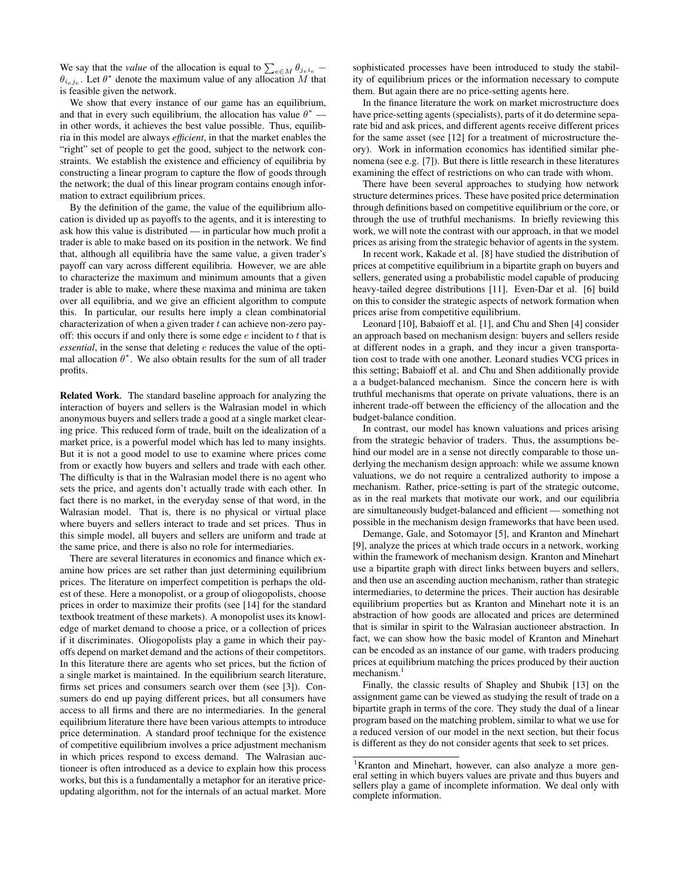We say that the *value* of the allocation is equal to $\sum_{e \in M} \theta_{j_e i_e} - \theta_{i_e j_e}$. Let $\theta^*$ denote the maximum value of any allocation $M$ that is feasible given the network.

We show that every instance of our game has an equilibrium, and that in every such equilibrium, the allocation has value $\theta^*$ — in other words, it achieves the best value possible. Thus, equilibria in this model are always *efficient*, in that the market enables the "right" set of people to get the good, subject to the network constraints. We establish the existence and efficiency of equilibria by constructing a linear program to capture the flow of goods through the network; the dual of this linear program contains enough information to extract equilibrium prices.

By the definition of the game, the value of the equilibrium allocation is divided up as payoffs to the agents, and it is interesting to ask how this value is distributed — in particular how much profit a trader is able to make based on its position in the network. We find that, although all equilibria have the same value, a given trader's payoff can vary across different equilibria. However, we are able to characterize the maximum and minimum amounts that a given trader is able to make, where these maxima and minima are taken over all equilibria, and we give an efficient algorithm to compute this. In particular, our results here imply a clean combinatorial characterization of when a given trader $t$ can achieve non-zero payoff: this occurs if and only there is some edge $e$ incident to $t$ that is *essential*, in the sense that deleting $e$ reduces the value of the optimal allocation $\theta^*$. We also obtain results for the sum of all trader profits.

**Related Work.** The standard baseline approach for analyzing the interaction of buyers and sellers is the Walrasian model in which anonymous buyers and sellers trade a good at a single market clearing price. This reduced form of trade, built on the idealization of a market price, is a powerful model which has led to many insights. But it is not a good model to use to examine where prices come from or exactly how buyers and sellers and trade with each other. The difficulty is that in the Walrasian model there is no agent who sets the price, and agents don't actually trade with each other. In fact there is no market, in the everyday sense of that word, in the Walrasian model. That is, there is no physical or virtual place where buyers and sellers interact to trade and set prices. Thus in this simple model, all buyers and sellers are uniform and trade at the same price, and there is also no role for intermediaries.

There are several literatures in economics and finance which examine how prices are set rather than just determining equilibrium prices. The literature on imperfect competition is perhaps the oldest of these. Here a monopolist, or a group of oliogopolists, choose prices in order to maximize their profits (see [14] for the standard textbook treatment of these markets). A monopolist uses its knowledge of market demand to choose a price, or a collection of prices if it discriminates. Oliogopolists play a game in which their payoffs depend on market demand and the actions of their competitors. In this literature there are agents who set prices, but the fiction of a single market is maintained. In the equilibrium search literature, firms set prices and consumers search over them (see [3]). Consumers do end up paying different prices, but all consumers have access to all firms and there are no intermediaries. In the general equilibrium literature there have been various attempts to introduce price determination. A standard proof technique for the existence of competitive equilibrium involves a price adjustment mechanism in which prices respond to excess demand. The Walrasian auctioneer is often introduced as a device to explain how this process works, but this is a fundamentally a metaphor for an iterative price-updating algorithm, not for the internals of an actual market. More sophisticated processes have been introduced to study the stability of equilibrium prices or the information necessary to compute them. But again there are no price-setting agents here.

In the finance literature the work on market microstructure does have price-setting agents (specialists), parts of it do determine separate bid and ask prices, and different agents receive different prices for the same asset (see [12] for a treatment of microstructure theory). Work in information economics has identified similar phenomena (see e.g. [7]). But there is little research in these literatures examining the effect of restrictions on who can trade with whom.

There have been several approaches to studying how network structure determines prices. These have posited price determination through definitions based on competitive equilibrium or the core, or through the use of truthful mechanisms. In briefly reviewing this work, we will note the contrast with our approach, in that we model prices as arising from the strategic behavior of agents in the system.

In recent work, Kakade et al. [8] have studied the distribution of prices at competitive equilibrium in a bipartite graph on buyers and sellers, generated using a probabilistic model capable of producing heavy-tailed degree distributions [11]. Even-Dar et al. [6] build on this to consider the strategic aspects of network formation when prices arise from competitive equilibrium.

Leonard [10], Babaioff et al. [1], and Chu and Shen [4] consider an approach based on mechanism design: buyers and sellers reside at different nodes in a graph, and they incur a given transportation cost to trade with one another. Leonard studies VCG prices in this setting; Babaioff et al. and Chu and Shen additionally provide a a budget-balanced mechanism. Since the concern here is with truthful mechanisms that operate on private valuations, there is an inherent trade-off between the efficiency of the allocation and the budget-balance condition.

In contrast, our model has known valuations and prices arising from the strategic behavior of traders. Thus, the assumptions behind our model are in a sense not directly comparable to those underlying the mechanism design approach: while we assume known valuations, we do not require a centralized authority to impose a mechanism. Rather, price-setting is part of the strategic outcome, as in the real markets that motivate our work, and our equilibria are simultaneously budget-balanced and efficient — something not possible in the mechanism design frameworks that have been used.

Demange, Gale, and Sotomayor [5], and Kranton and Minehart [9], analyze the prices at which trade occurs in a network, working within the framework of mechanism design. Kranton and Minehart use a bipartite graph with direct links between buyers and sellers, and then use an ascending auction mechanism, rather than strategic intermediaries, to determine the prices. Their auction has desirable equilibrium properties but as Kranton and Minehart note it is an abstraction of how goods are allocated and prices are determined that is similar in spirit to the Walrasian auctioneer abstraction. In fact, we can show how the basic model of Kranton and Minehart can be encoded as an instance of our game, with traders producing prices at equilibrium matching the prices produced by their auction mechanism.[1]

Finally, the classic results of Shapley and Shubik [13] on the assignment game can be viewed as studying the result of trade on a bipartite graph in terms of the core. They study the dual of a linear program based on the matching problem, similar to what we use for a reduced version of our model in the next section, but their focus is different as they do not consider agents that seek to set prices.

[1] Kranton and Minehart, however, can also analyze a more general setting in which buyers values are private and thus buyers and sellers play a game of incomplete information. We deal only with complete information.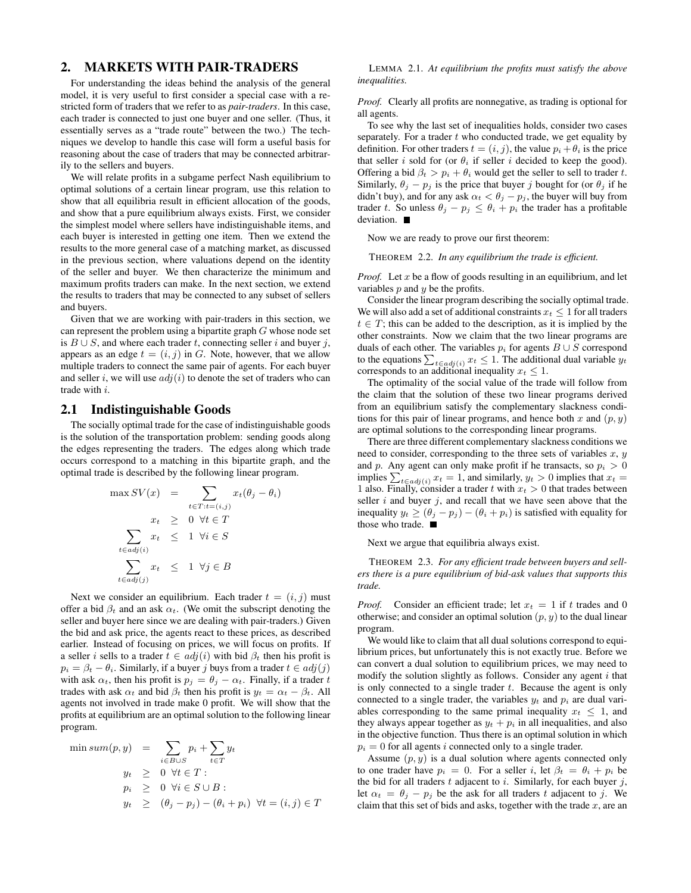## 2. MARKETS WITH PAIR-TRADERS

For understanding the ideas behind the analysis of the general model, it is very useful to first consider a special case with a restricted form of traders that we refer to as *pair-traders*. In this case, each trader is connected to just one buyer and one seller. (Thus, it essentially serves as a "trade route" between the two.) The techniques we develop to handle this case will form a useful basis for reasoning about the case of traders that may be connected arbitrarily to the sellers and buyers.

We will relate profits in a subgame perfect Nash equilibrium to optimal solutions of a certain linear program, use this relation to show that all equilibria result in efficient allocation of the goods, and show that a pure equilibrium always exists. First, we consider the simplest model where sellers have indistinguishable items, and each buyer is interested in getting one item. Then we extend the results to the more general case of a matching market, as discussed in the previous section, where valuations depend on the identity of the seller and buyer. We then characterize the minimum and maximum profits traders can make. In the next section, we extend the results to traders that may be connected to any subset of sellers and buyers.

Given that we are working with pair-traders in this section, we can represent the problem using a bipartite graph $G$ whose node set is $B \cup S$, and where each trader $t$, connecting seller $i$ and buyer $j$, appears as an edge $t = (i, j)$ in $G$. Note, however, that we allow multiple traders to connect the same pair of agents. For each buyer and seller $i$, we will use $adj(i)$ to denote the set of traders who can trade with $i$.

### 2.1 Indistinguishable Goods

The socially optimal trade for the case of indistinguishable goods is the solution of the transportation problem: sending goods along the edges representing the traders. The edges along which trade occurs correspond to a matching in this bipartite graph, and the optimal trade is described by the following linear program.

$$
\begin{aligned}
\max SV(x) &= \sum_{t \in T: t=(i,j)} x_t(\theta_j - \theta_i) \\
x_t &\geq 0 \ \ \forall t \in T \\
\sum_{t \in adj(i)} x_t &\leq 1 \ \ \forall i \in S \\
\sum_{t \in adj(j)} x_t &\leq 1 \ \ \forall j \in B
\end{aligned}
$$

Next we consider an equilibrium. Each trader $t = (i, j)$ must offer a bid $\beta_t$ and an ask $\alpha_t$. (We omit the subscript denoting the seller and buyer here since we are dealing with pair-traders.) Given the bid and ask price, the agents react to these prices, as described earlier. Instead of focusing on prices, we will focus on profits. If a seller $i$ sells to a trader $t \in adj(i)$ with bid $\beta_t$ then his profit is $p_i = \beta_t - \theta_i$. Similarly, if a buyer $j$ buys from a trader $t \in adj(j)$ with ask $\alpha_t$, then his profit is $p_j = \theta_j - \alpha_t$. Finally, if a trader $t$ trades with ask $\alpha_t$ and bid $\beta_t$ then his profit is $y_t = \alpha_t - \beta_t$. All agents not involved in trade make 0 profit. We will show that the profits at equilibrium are an optimal solution to the following linear program.

$$
\begin{aligned}
\min sum(p, y) &= \sum_{i \in B \cup S} p_i + \sum_{t \in T} y_t \\
y_t &\geq 0 \ \ \forall t \in T : \\
p_i &\geq 0 \ \ \forall i \in S \cup B : \\
y_t &\geq (\theta_j - p_j) - (\theta_i + p_i) \ \ \forall t = (i,j) \in T
\end{aligned}
$$

LEMMA 2.1. *At equilibrium the profits must satisfy the above inequalities.*

*Proof.* Clearly all profits are nonnegative, as trading is optional for all agents.

To see why the last set of inequalities holds, consider two cases separately. For a trader $t$ who conducted trade, we get equality by definition. For other traders $t = (i, j)$, the value $p_i + \theta_i$ is the price that seller $i$ sold for (or $\theta_i$ if seller $i$ decided to keep the good). Offering a bid $\beta_t > p_i + \theta_i$ would get the seller to sell to trader $t$. Similarly, $\theta_j - p_j$ is the price that buyer $j$ bought for (or $\theta_j$ if he didn't buy), and for any ask $\alpha_t < \theta_j - p_j$, the buyer will buy from trader $t$. So unless $\theta_j - p_j \leq \theta_i + p_i$ the trader has a profitable deviation. ■

Now we are ready to prove our first theorem:

THEOREM 2.2. *In any equilibrium the trade is efficient.*

*Proof.* Let $x$ be a flow of goods resulting in an equilibrium, and let variables $p$ and $y$ be the profits.

Consider the linear program describing the socially optimal trade. We will also add a set of additional constraints $x_t \leq 1$ for all traders $t \in T$; this can be added to the description, as it is implied by the other constraints. Now we claim that the two linear programs are duals of each other. The variables $p_i$ for agents $B \cup S$ correspond to the equations $\sum_{t \in adj(i)} x_t \leq 1$. The additional dual variable $y_t$ corresponds to an additional inequality $x_t \leq 1$.

The optimality of the social value of the trade will follow from the claim that the solution of these two linear programs derived from an equilibrium satisfy the complementary slackness conditions for this pair of linear programs, and hence both $x$ and $(p, y)$ are optimal solutions to the corresponding linear programs.

There are three different complementary slackness conditions we need to consider, corresponding to the three sets of variables $x$, $y$ and $p$. Any agent can only make profit if he transacts, so $p_i > 0$ implies $\sum_{t \in adj(i)} x_t = 1$, and similarly, $y_t > 0$ implies that $x_t = 1$ also. Finally, consider a trader $t$ with $x_t > 0$ that trades between seller $i$ and buyer $j$, and recall that we have seen above that the inequality $y_t \geq (\theta_j - p_j) - (\theta_i + p_i)$ is satisfied with equality for those who trade. ■

Next we argue that equilibria always exist.

THEOREM 2.3. *For any efficient trade between buyers and sellers there is a pure equilibrium of bid-ask values that supports this trade.*

*Proof.* Consider an efficient trade; let $x_t = 1$ if $t$ trades and 0 otherwise; and consider an optimal solution $(p, y)$ to the dual linear program.

We would like to claim that all dual solutions correspond to equilibrium prices, but unfortunately this is not exactly true. Before we can convert a dual solution to equilibrium prices, we may need to modify the solution slightly as follows. Consider any agent $i$ that is only connected to a single trader $t$. Because the agent is only connected to a single trader, the variables $y_t$ and $p_i$ are dual variables corresponding to the same primal inequality $x_t \leq 1$, and they always appear together as $y_t + p_i$ in all inequalities, and also in the objective function. Thus there is an optimal solution in which $p_i = 0$ for all agents $i$ connected only to a single trader.

Assume $(p, y)$ is a dual solution where agents connected only to one trader have $p_i = 0$. For a seller $i$, let $\beta_t = \theta_i + p_i$ be the bid for all traders $t$ adjacent to $i$. Similarly, for each buyer $j$, let $\alpha_t = \theta_j - p_j$ be the ask for all traders $t$ adjacent to $j$. We claim that this set of bids and asks, together with the trade $x$, are an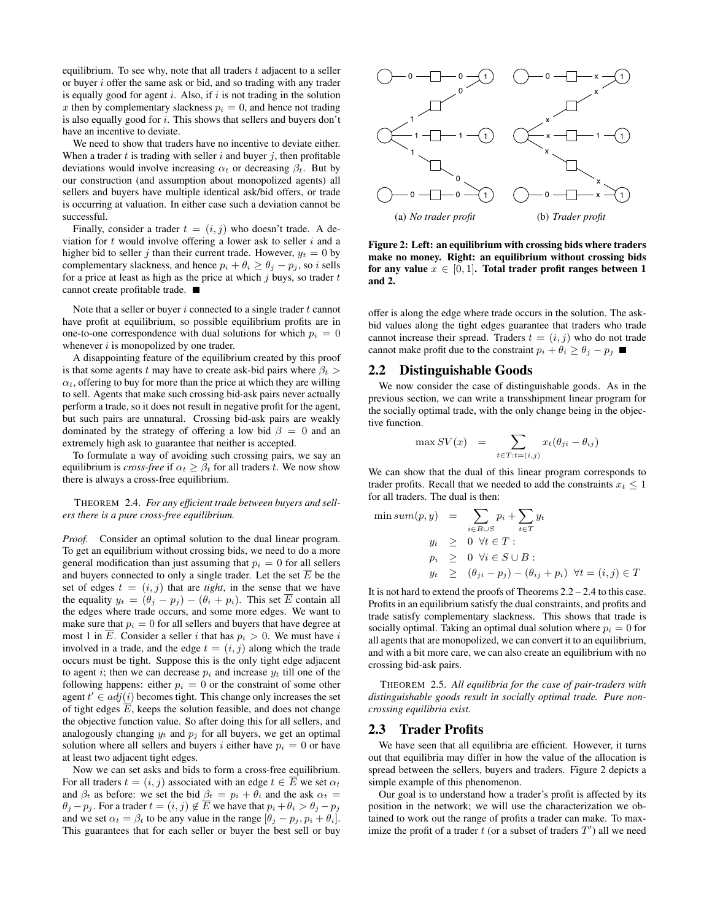equilibrium. To see why, note that all traders $t$ adjacent to a seller or buyer $i$ offer the same ask or bid, and so trading with any trader is equally good for agent $i$. Also, if $i$ is not trading in the solution $x$ then by complementary slackness $p_i = 0$, and hence not trading is also equally good for $i$. This shows that sellers and buyers don't have an incentive to deviate.

We need to show that traders have no incentive to deviate either. When a trader $t$ is trading with seller $i$ and buyer $j$, then profitable deviations would involve increasing $\alpha_t$ or decreasing $\beta_t$. But by our construction (and assumption about monopolized agents) all sellers and buyers have multiple identical ask/bid offers, or trade is occurring at valuation. In either case such a deviation cannot be successful.

Finally, consider a trader $t = (i, j)$ who doesn't trade. A deviation for $t$ would involve offering a lower ask to seller $i$ and a higher bid to seller $j$ than their current trade. However, $y_t = 0$ by complementary slackness, and hence $p_i + \theta_i \geq \theta_j - p_j$, so $i$ sells for a price at least as high as the price at which $j$ buys, so trader $t$ cannot create profitable trade. ■

Note that a seller or buyer $i$ connected to a single trader $t$ cannot have profit at equilibrium, so possible equilibrium profits are in one-to-one correspondence with dual solutions for which $p_i = 0$ whenever $i$ is monopolized by one trader.

A disappointing feature of the equilibrium created by this proof is that some agents $t$ may have to create ask-bid pairs where $\beta_t > \alpha_t$, offering to buy for more than the price at which they are willing to sell. Agents that make such crossing bid-ask pairs never actually perform a trade, so it does not result in negative profit for the agent, but such pairs are unnatural. Crossing bid-ask pairs are weakly dominated by the strategy of offering a low bid $\beta = 0$ and an extremely high ask to guarantee that neither is accepted.

To formulate a way of avoiding such crossing pairs, we say an equilibrium is *cross-free* if $\alpha_t \geq \beta_t$ for all traders $t$. We now show there is always a cross-free equilibrium.

THEOREM 2.4. *For any efficient trade between buyers and sellers there is a pure cross-free equilibrium.*

*Proof.* Consider an optimal solution to the dual linear program. To get an equilibrium without crossing bids, we need to do a more general modification than just assuming that $p_i = 0$ for all sellers and buyers connected to only a single trader. Let the set $\overline{E}$ be the set of edges $t = (i, j)$ that are *tight*, in the sense that we have the equality $y_t = (\theta_j - p_j) - (\theta_i + p_i)$. This set $\overline{E}$ contain all the edges where trade occurs, and some more edges. We want to make sure that $p_i = 0$ for all sellers and buyers that have degree at most 1 in $\overline{E}$. Consider a seller $i$ that has $p_i > 0$. We must have $i$ involved in a trade, and the edge $t = (i, j)$ along which the trade occurs must be tight. Suppose this is the only tight edge adjacent to agent $i$; then we can decrease $p_i$ and increase $y_t$ till one of the following happens: either $p_i = 0$ or the constraint of some other agent $t' \in adj(i)$ becomes tight. This change only increases the set of tight edges $\overline{E}$, keeps the solution feasible, and does not change the objective function value. So after doing this for all sellers, and analogously changing $y_t$ and $p_j$ for all buyers, we get an optimal solution where all sellers and buyers $i$ either have $p_i = 0$ or have at least two adjacent tight edges.

Now we can set asks and bids to form a cross-free equilibrium. For all traders $t = (i, j)$ associated with an edge $t \in \overline{E}$ we set $\alpha_t$ and $\beta_t$ as before: we set the bid $\beta_t = p_i + \theta_i$ and the ask $\alpha_t = \theta_j - p_j$. For a trader $t = (i, j) \notin \overline{E}$ we have that $p_i + \theta_i > \theta_j - p_j$ and we set $\alpha_t = \beta_t$ to be any value in the range $[\theta_j - p_j, p_i + \theta_i]$. This guarantees that for each seller or buyer the best sell or buy offer is along the edge where trade occurs in the solution. The ask-bid values along the tight edges guarantee that traders who trade cannot increase their spread. Traders $t = (i, j)$ who do not trade cannot make profit due to the constraint $p_i + \theta_i \geq \theta_j - p_j$ ■

(a) *No trader profit* (b) *Trader profit*

**Figure 2: Left: an equilibrium with crossing bids where traders make no money. Right: an equilibrium without crossing bids for any value $x \in [0, 1]$. Total trader profit ranges between 1 and 2.**

## 2.2 Distinguishable Goods

We now consider the case of distinguishable goods. As in the previous section, we can write a transshipment linear program for the socially optimal trade, with the only change being in the objective function.

$$\max SV(x) = \sum_{t \in T : t=(i,j)} x_t(\theta_{ji} - \theta_{ij})$$

We can show that the dual of this linear program corresponds to trader profits. Recall that we needed to add the constraints $x_t \leq 1$ for all traders. The dual is then:

$$
\begin{aligned}
\min sum(p, y) &= \sum_{i \in B \cup S} p_i + \sum_{t \in T} y_t \\
y_t &\geq 0 \ \ \forall t \in T : \\
p_i &\geq 0 \ \ \forall i \in S \cup B : \\
y_t &\geq (\theta_{ji} - p_j) - (\theta_{ij} + p_i) \ \ \forall t = (i, j) \in T
\end{aligned}
$$

It is not hard to extend the proofs of Theorems 2.2 – 2.4 to this case. Profits in an equilibrium satisfy the dual constraints, and profits and trade satisfy complementary slackness. This shows that trade is socially optimal. Taking an optimal dual solution where $p_i = 0$ for all agents that are monopolized, we can convert it to an equilibrium, and with a bit more care, we can also create an equilibrium with no crossing bid-ask pairs.

THEOREM 2.5. *All equilibria for the case of pair-traders with distinguishable goods result in socially optimal trade. Pure non-crossing equilibria exist.*

## 2.3 Trader Profits

We have seen that all equilibria are efficient. However, it turns out that equilibria may differ in how the value of the allocation is spread between the sellers, buyers and traders. Figure 2 depicts a simple example of this phenomenon.

Our goal is to understand how a trader's profit is affected by its position in the network; we will use the characterization we obtained to work out the range of profits a trader can make. To maximize the profit of a trader $t$ (or a subset of traders $T'$) all we need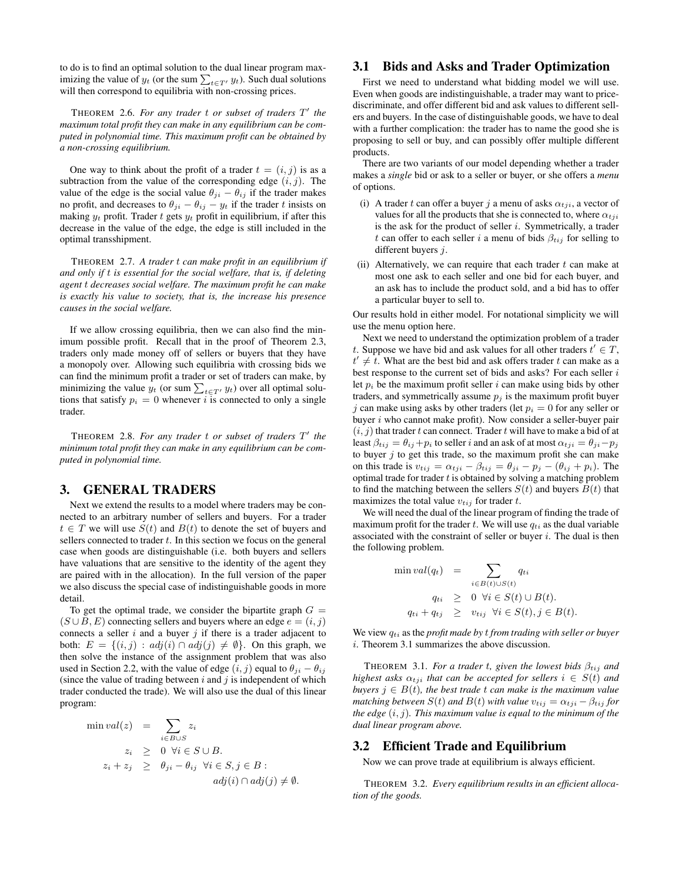to do is to find an optimal solution to the dual linear program maximizing the value of $y_t$ (or the sum $\sum_{t \in T'} y_t$). Such dual solutions will then correspond to equilibria with non-crossing prices.

THEOREM 2.6. *For any trader $t$ or subset of traders $T'$ the maximum total profit they can make in any equilibrium can be computed in polynomial time. This maximum profit can be obtained by a non-crossing equilibrium.*

One way to think about the profit of a trader $t = (i, j)$ is as a subtraction from the value of the corresponding edge $(i, j)$. The value of the edge is the social value $\theta_{ji} - \theta_{ij}$ if the trader makes no profit, and decreases to $\theta_{ji} - \theta_{ij} - y_t$ if the trader $t$ insists on making $y_t$ profit. Trader $t$ gets $y_t$ profit in equilibrium, if after this decrease in the value of the edge, the edge is still included in the optimal transshipment.

THEOREM 2.7. *A trader $t$ can make profit in an equilibrium if and only if $t$ is essential for the social welfare, that is, if deleting agent $t$ decreases social welfare. The maximum profit he can make is exactly his value to society, that is, the increase his presence causes in the social welfare.*

If we allow crossing equilibria, then we can also find the minimum possible profit. Recall that in the proof of Theorem 2.3, traders only made money off of sellers or buyers that they have a monopoly over. Allowing such equilibria with crossing bids we can find the minimum profit a trader or set of traders can make, by minimizing the value $y_t$ (or sum $\sum_{t \in T'} y_t$) over all optimal solutions that satisfy $p_i = 0$ whenever $i$ is connected to only a single trader.

THEOREM 2.8. *For any trader $t$ or subset of traders $T'$ the minimum total profit they can make in any equilibrium can be computed in polynomial time.*

# 3. GENERAL TRADERS

Next we extend the results to a model where traders may be connected to an arbitrary number of sellers and buyers. For a trader $t \in T$ we will use $S(t)$ and $B(t)$ to denote the set of buyers and sellers connected to trader $t$. In this section we focus on the general case when goods are distinguishable (i.e. both buyers and sellers have valuations that are sensitive to the identity of the agent they are paired with in the allocation). In the full version of the paper we also discuss the special case of indistinguishable goods in more detail.

To get the optimal trade, we consider the bipartite graph $G = (S \cup B, E)$ connecting sellers and buyers where an edge $e = (i, j)$ connects a seller $i$ and a buyer $j$ if there is a trader adjacent to both: $E = \{(i, j) : adj(i) \cap adj(j) \neq \emptyset\}$. On this graph, we then solve the instance of the assignment problem that was also used in Section 2.2, with the value of edge $(i, j)$ equal to $\theta_{ji} - \theta_{ij}$ (since the value of trading between $i$ and $j$ is independent of which trader conducted the trade). We will also use the dual of this linear program:

$$
\begin{aligned}
\min val(z) &= \sum_{i \in B \cup S} z_i \\
z_i &\geq 0 \ \ \forall i \in S \cup B. \\
z_i + z_j &\geq \theta_{ji} - \theta_{ij} \ \ \forall i \in S, j \in B : \\
&\qquad adj(i) \cap adj(j) \neq \emptyset.
\end{aligned}
$$

## 3.1 Bids and Asks and Trader Optimization

First we need to understand what bidding model we will use. Even when goods are indistinguishable, a trader may want to price-discriminate, and offer different bid and ask values to different sellers and buyers. In the case of distinguishable goods, we have to deal with a further complication: the trader has to name the good she is proposing to sell or buy, and can possibly offer multiple different products.

There are two variants of our model depending whether a trader makes a *single* bid or ask to a seller or buyer, or she offers a *menu* of options.

(i) A trader $t$ can offer a buyer $j$ a menu of asks $\alpha_{tji}$, a vector of values for all the products that she is connected to, where $\alpha_{tji}$ is the ask for the product of seller $i$. Symmetrically, a trader $t$ can offer to each seller $i$ a menu of bids $\beta_{tij}$ for selling to different buyers $j$.

(ii) Alternatively, we can require that each trader $t$ can make at most one ask to each seller and one bid for each buyer, and an ask has to include the product sold, and a bid has to offer a particular buyer to sell to.

Our results hold in either model. For notational simplicity we will use the menu option here.

Next we need to understand the optimization problem of a trader $t$. Suppose we have bid and ask values for all other traders $t' \in T$, $t' \neq t$. What are the best bid and ask offers trader $t$ can make as a best response to the current set of bids and asks? For each seller $i$ let $p_i$ be the maximum profit seller $i$ can make using bids by other traders, and symmetrically assume $p_j$ is the maximum profit buyer $j$ can make using asks by other traders (let $p_i = 0$ for any seller or buyer $i$ who cannot make profit). Now consider a seller-buyer pair $(i, j)$ that trader $t$ can connect. Trader $t$ will have to make a bid of at least $\beta_{tij} = \theta_{ij} + p_i$ to seller $i$ and an ask of at most $\alpha_{tji} = \theta_{ji} - p_j$ to buyer $j$ to get this trade, so the maximum profit she can make on this trade is $v_{tij} = \alpha_{tji} - \beta_{tij} = \theta_{ji} - p_j - (\theta_{ij} + p_i)$. The optimal trade for trader $t$ is obtained by solving a matching problem to find the matching between the sellers $S(t)$ and buyers $B(t)$ that maximizes the total value $v_{tij}$ for trader $t$.

We will need the dual of the linear program of finding the trade of maximum profit for the trader $t$. We will use $q_{ti}$ as the dual variable associated with the constraint of seller or buyer $i$. The dual is then the following problem.

$$
\begin{aligned}
\min val(q_t) &= \sum_{i \in B(t) \cup S(t)} q_{ti} \\
q_{ti} &\geq 0 \ \ \forall i \in S(t) \cup B(t). \\
q_{ti} + q_{tj} &\geq v_{tij} \ \ \forall i \in S(t), j \in B(t).
\end{aligned}
$$

We view $q_{ti}$ as the *profit made by $t$ from trading with seller or buyer $i$*. Theorem 3.1 summarizes the above discussion.

THEOREM 3.1. *For a trader $t$, given the lowest bids $\beta_{tij}$ and highest asks $\alpha_{tji}$ that can be accepted for sellers $i \in S(t)$ and buyers $j \in B(t)$, the best trade $t$ can make is the maximum value matching between $S(t)$ and $B(t)$ with value $v_{tij} = \alpha_{tji} - \beta_{tij}$ for the edge $(i, j)$. This maximum value is equal to the minimum of the dual linear program above.*

## 3.2 Efficient Trade and Equilibrium

Now we can prove trade at equilibrium is always efficient.

THEOREM 3.2. *Every equilibrium results in an efficient allocation of the goods.*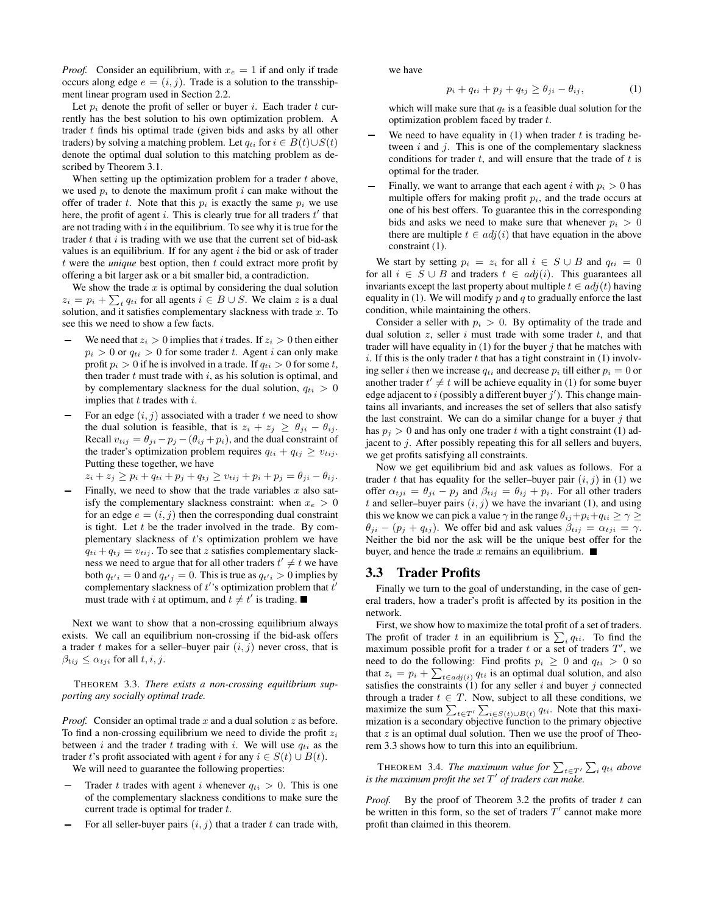*Proof.* Consider an equilibrium, with $x_e = 1$ if and only if trade occurs along edge $e = (i, j)$. Trade is a solution to the transshipment linear program used in Section 2.2.

Let $p_i$ denote the profit of seller or buyer $i$. Each trader $t$ currently has the best solution to his own optimization problem. A trader $t$ finds his optimal trade (given bids and asks by all other traders) by solving a matching problem. Let $q_{ti}$ for $i \in B(t) \cup S(t)$ denote the optimal dual solution to this matching problem as described by Theorem 3.1.

When setting up the optimization problem for a trader $t$ above, we used $p_i$ to denote the maximum profit $i$ can make without the offer of trader $t$. Note that this $p_i$ is exactly the same $p_i$ we use here, the profit of agent $i$. This is clearly true for all traders $t'$ that are not trading with $i$ in the equilibrium. To see why it is true for the trader $t$ that $i$ is trading with we use that the current set of bid-ask values is an equilibrium. If for any agent $i$ the bid or ask of trader $t$ were the *unique* best option, then $t$ could extract more profit by offering a bit larger ask or a bit smaller bid, a contradiction.

We show the trade $x$ is optimal by considering the dual solution $z_i = p_i + \sum_t q_{ti}$ for all agents $i \in B \cup S$. We claim $z$ is a dual solution, and it satisfies complementary slackness with trade $x$. To see this we need to show a few facts.

- We need that $z_i > 0$ implies that $i$ trades. If $z_i > 0$ then either $p_i > 0$ or $q_{ti} > 0$ for some trader $t$. Agent $i$ can only make profit $p_i > 0$ if he is involved in a trade. If $q_{ti} > 0$ for some $t$, then trader $t$ must trade with $i$, as his solution is optimal, and by complementary slackness for the dual solution, $q_{ti} > 0$ implies that $t$ trades with $i$.
- For an edge $(i, j)$ associated with a trader $t$ we need to show the dual solution is feasible, that is $z_i + z_j \geq \theta_{ji} - \theta_{ij}$. Recall $v_{tij} = \theta_{ji} - p_j - (\theta_{ij} + p_i)$, and the dual constraint of the trader's optimization problem requires $q_{ti} + q_{tj} \geq v_{tij}$. Putting these together, we have
  $z_i + z_j \geq p_i + q_{ti} + p_j + q_{tj} \geq v_{tij} + p_i + p_j = \theta_{ji} - \theta_{ij}$.
- Finally, we need to show that the trade variables $x$ also satisfy the complementary slackness constraint: when $x_e > 0$ for an edge $e = (i, j)$ then the corresponding dual constraint is tight. Let $t$ be the trader involved in the trade. By complementary slackness of $t$'s optimization problem we have $q_{ti} + q_{tj} = v_{tij}$. To see that $z$ satisfies complementary slackness we need to argue that for all other traders $t' \neq t$ we have both $q_{t'i} = 0$ and $q_{t'j} = 0$. This is true as $q_{t'i} > 0$ implies by complementary slackness of $t'$'s optimization problem that $t'$ must trade with $i$ at optimum, and $t \neq t'$ is trading. ■

Next we want to show that a non-crossing equilibrium always exists. We call an equilibrium non-crossing if the bid-ask offers a trader $t$ makes for a seller–buyer pair $(i, j)$ never cross, that is $\beta_{tij} \leq \alpha_{tji}$ for all $t, i, j$.

THEOREM 3.3. *There exists a non-crossing equilibrium supporting any socially optimal trade.*

*Proof.* Consider an optimal trade $x$ and a dual solution $z$ as before. To find a non-crossing equilibrium we need to divide the profit $z_i$ between $i$ and the trader $t$ trading with $i$. We will use $q_{ti}$ as the trader $t$'s profit associated with agent $i$ for any $i \in S(t) \cup B(t)$.

We will need to guarantee the following properties:

- Trader $t$ trades with agent $i$ whenever $q_{ti} > 0$. This is one of the complementary slackness conditions to make sure the current trade is optimal for trader $t$.
- For all seller-buyer pairs $(i, j)$ that a trader $t$ can trade with, we have

$$p_i + q_{ti} + p_j + q_{tj} \geq \theta_{ji} - \theta_{ij}, \tag{1}$$

  which will make sure that $q_t$ is a feasible dual solution for the optimization problem faced by trader $t$.
- We need to have equality in (1) when trader $t$ is trading between $i$ and $j$. This is one of the complementary slackness conditions for trader $t$, and will ensure that the trade of $t$ is optimal for the trader.
- Finally, we want to arrange that each agent $i$ with $p_i > 0$ has multiple offers for making profit $p_i$, and the trade occurs at one of his best offers. To guarantee this in the corresponding bids and asks we need to make sure that whenever $p_i > 0$ there are multiple $t \in adj(i)$ that have equation in the above constraint (1).

We start by setting $p_i = z_i$ for all $i \in S \cup B$ and $q_{ti} = 0$ for all $i \in S \cup B$ and traders $t \in adj(i)$. This guarantees all invariants except the last property about multiple $t \in adj(t)$ having equality in (1). We will modify $p$ and $q$ to gradually enforce the last condition, while maintaining the others.

Consider a seller with $p_i > 0$. By optimality of the trade and dual solution $z$, seller $i$ must trade with some trader $t$, and that trader will have equality in (1) for the buyer $j$ that he matches with $i$. If this is the only trader $t$ that has a tight constraint in (1) involving seller $i$ then we increase $q_{ti}$ and decrease $p_i$ till either $p_i = 0$ or another trader $t' \neq t$ will be achieve equality in (1) for some buyer edge adjacent to $i$ (possibly a different buyer $j'$). This change maintains all invariants, and increases the set of sellers that also satisfy the last constraint. We can do a similar change for a buyer $j$ that has $p_j > 0$ and has only one trader $t$ with a tight constraint (1) adjacent to $j$. After possibly repeating this for all sellers and buyers, we get profits satisfying all constraints.

Now we get equilibrium bid and ask values as follows. For a trader $t$ that has equality for the seller–buyer pair $(i, j)$ in (1) we offer $\alpha_{tji} = \theta_{ji} - p_j$ and $\beta_{tij} = \theta_{ij} + p_i$. For all other traders $t$ and seller–buyer pairs $(i, j)$ we have the invariant (1), and using this we know we can pick a value $\gamma$ in the range $\theta_{ij} + p_i + q_{ti} \geq \gamma \geq \theta_{ji} - (p_j + q_{tj})$. We offer bid and ask values $\beta_{tij} = \alpha_{tji} = \gamma$. Neither the bid nor the ask will be the unique best offer for the buyer, and hence the trade $x$ remains an equilibrium. ■

## 3.3 Trader Profits

Finally we turn to the goal of understanding, in the case of general traders, how a trader's profit is affected by its position in the network.

First, we show how to maximize the total profit of a set of traders. The profit of trader $t$ in an equilibrium is $\sum_i q_{ti}$. To find the maximum possible profit for a trader $t$ or a set of traders $T'$, we need to do the following: Find profits $p_i \geq 0$ and $q_{ti} > 0$ so that $z_i = p_i + \sum_{t \in adj(i)} q_{ti}$ is an optimal dual solution, and also satisfies the constraints (1) for any seller $i$ and buyer $j$ connected through a trader $t \in T$. Now, subject to all these conditions, we maximize the sum $\sum_{t \in T'} \sum_{i \in S(t) \cup B(t)} q_{ti}$. Note that this maximization is a secondary objective function to the primary objective that $z$ is an optimal dual solution. Then we use the proof of Theorem 3.3 shows how to turn this into an equilibrium.

THEOREM 3.4. *The maximum value for $\sum_{t \in T'} \sum_i q_{ti}$ above is the maximum profit the set $T'$ of traders can make.*

*Proof.* By the proof of Theorem 3.2 the profits of trader $t$ can be written in this form, so the set of traders $T'$ cannot make more profit than claimed in this theorem.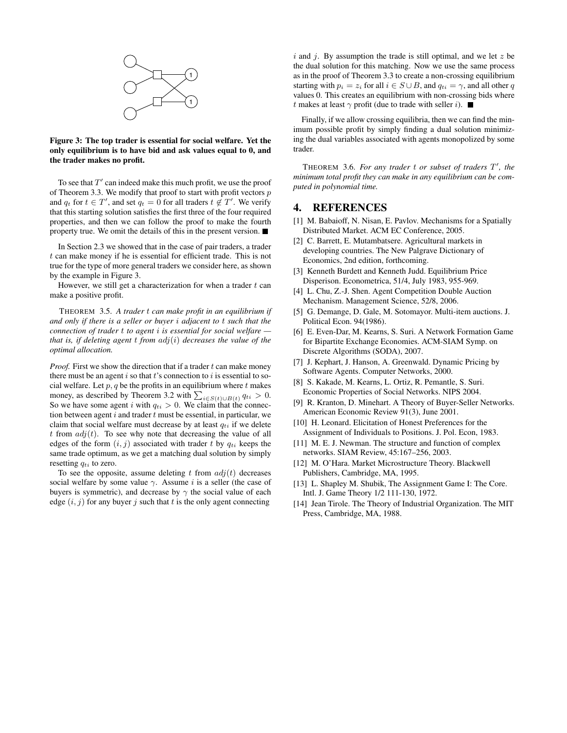Figure 3: The top trader is essential for social welfare. Yet the only equilibrium is to have bid and ask values equal to 0, and the trader makes no profit.

To see that $T'$ can indeed make this much profit, we use the proof of Theorem 3.3. We modify that proof to start with profit vectors $p$ and $q_t$ for $t \in T'$, and set $q_t = 0$ for all traders $t \notin T'$. We verify that this starting solution satisfies the first three of the four required properties, and then we can follow the proof to make the fourth property true. We omit the details of this in the present version. ■

In Section 2.3 we showed that in the case of pair traders, a trader $t$ can make money if he is essential for efficient trade. This is not true for the type of more general traders we consider here, as shown by the example in Figure 3.

However, we still get a characterization for when a trader $t$ can make a positive profit.

THEOREM 3.5. *A trader $t$ can make profit in an equilibrium if and only if there is a seller or buyer $i$ adjacent to $t$ such that the connection of trader $t$ to agent $i$ is essential for social welfare — that is, if deleting agent $t$ from $adj(i)$ decreases the value of the optimal allocation.*

*Proof.* First we show the direction that if a trader $t$ can make money there must be an agent $i$ so that $t$'s connection to $i$ is essential to social welfare. Let $p, q$ be the profits in an equilibrium where $t$ makes money, as described by Theorem 3.2 with $\sum_{i \in S(t) \cup B(t)} q_{ti} > 0$. So we have some agent $i$ with $q_{ti} > 0$. We claim that the connection between agent $i$ and trader $t$ must be essential, in particular, we claim that social welfare must decrease by at least $q_{ti}$ if we delete $t$ from $adj(t)$. To see why note that decreasing the value of all edges of the form $(i, j)$ associated with trader $t$ by $q_{ti}$ keeps the same trade optimum, as we get a matching dual solution by simply resetting $q_{ti}$ to zero.

To see the opposite, assume deleting $t$ from $adj(t)$ decreases social welfare by some value $\gamma$. Assume $i$ is a seller (the case of buyers is symmetric), and decrease by $\gamma$ the social value of each edge $(i, j)$ for any buyer $j$ such that $t$ is the only agent connecting $i$ and $j$. By assumption the trade is still optimal, and we let $z$ be the dual solution for this matching. Now we use the same process as in the proof of Theorem 3.3 to create a non-crossing equilibrium starting with $p_i = z_i$ for all $i \in S \cup B$, and $q_{ti} = \gamma$, and all other $q$ values 0. This creates an equilibrium with non-crossing bids where $t$ makes at least $\gamma$ profit (due to trade with seller $i$). ■

Finally, if we allow crossing equilibria, then we can find the minimum possible profit by simply finding a dual solution minimizing the dual variables associated with agents monopolized by some trader.

THEOREM 3.6. *For any trader $t$ or subset of traders $T'$, the minimum total profit they can make in any equilibrium can be computed in polynomial time.*

# 4. REFERENCES

[1] M. Babaioff, N. Nisan, E. Pavlov. Mechanisms for a Spatially Distributed Market. ACM EC Conference, 2005.

[2] C. Barrett, E. Mutambatsere. Agricultural markets in developing countries. The New Palgrave Dictionary of Economics, 2nd edition, forthcoming.

[3] Kenneth Burdett and Kenneth Judd. Equilibrium Price Disperison. Econometrica, 51/4, July 1983, 955-969.

[4] L. Chu, Z.-J. Shen. Agent Competition Double Auction Mechanism. Management Science, 52/8, 2006.

[5] G. Demange, D. Gale, M. Sotomayor. Multi-item auctions. J. Political Econ. 94(1986).

[6] E. Even-Dar, M. Kearns, S. Suri. A Network Formation Game for Bipartite Exchange Economies. ACM-SIAM Symp. on Discrete Algorithms (SODA), 2007.

[7] J. Kephart, J. Hanson, A. Greenwald. Dynamic Pricing by Software Agents. Computer Networks, 2000.

[8] S. Kakade, M. Kearns, L. Ortiz, R. Pemantle, S. Suri. Economic Properties of Social Networks. NIPS 2004.

[9] R. Kranton, D. Minehart. A Theory of Buyer-Seller Networks. American Economic Review 91(3), June 2001.

[10] H. Leonard. Elicitation of Honest Preferences for the Assignment of Individuals to Positions. J. Pol. Econ, 1983.

[11] M. E. J. Newman. The structure and function of complex networks. SIAM Review, 45:167–256, 2003.

[12] M. O'Hara. Market Microstructure Theory. Blackwell Publishers, Cambridge, MA, 1995.

[13] L. Shapley M. Shubik, The Assignment Game I: The Core. Intl. J. Game Theory 1/2 111-130, 1972.

[14] Jean Tirole. The Theory of Industrial Organization. The MIT Press, Cambridge, MA, 1988.